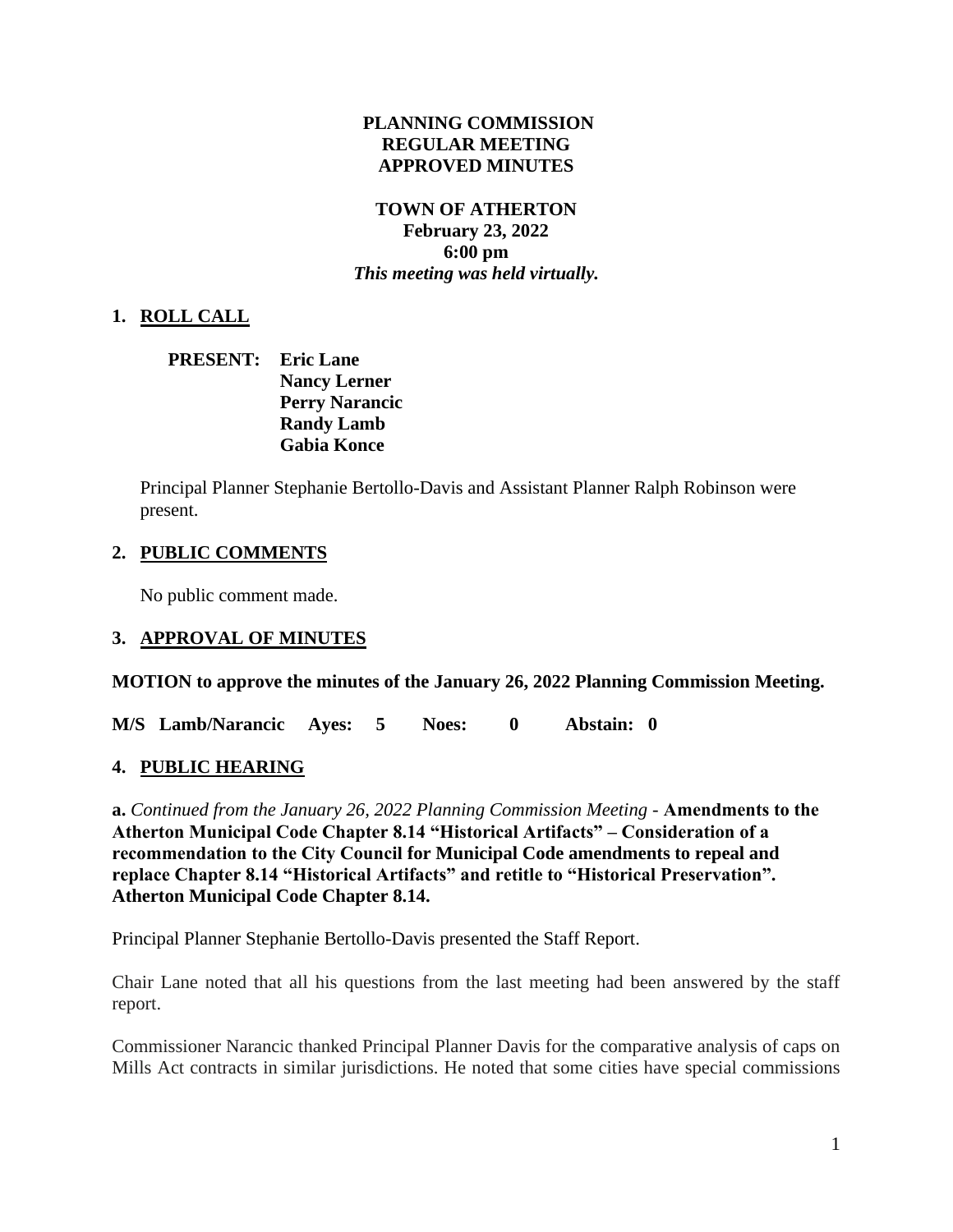**PLANNING COMMISSION**
**REGULAR MEETING**
**APPROVED MINUTES**

**TOWN OF ATHERTON**
**February 23, 2022**
**6:00 pm**
***This meeting was held virtually.***

## 1. ROLL CALL

**PRESENT:** **Eric Lane**
**Nancy Lerner**
**Perry Narancic**
**Randy Lamb**
**Gabia Konce**

Principal Planner Stephanie Bertollo-Davis and Assistant Planner Ralph Robinson were present.

## 2. PUBLIC COMMENTS

No public comment made.

## 3. APPROVAL OF MINUTES

**MOTION to approve the minutes of the January 26, 2022 Planning Commission Meeting.**

**M/S Lamb/Narancic Ayes: 5 Noes: 0 Abstain: 0**

## 4. PUBLIC HEARING

**a.** *Continued from the January 26, 2022 Planning Commission Meeting* - **Amendments to the Atherton Municipal Code Chapter 8.14 "Historical Artifacts" – Consideration of a recommendation to the City Council for Municipal Code amendments to repeal and replace Chapter 8.14 "Historical Artifacts" and retitle to "Historical Preservation". Atherton Municipal Code Chapter 8.14.**

Principal Planner Stephanie Bertollo-Davis presented the Staff Report.

Chair Lane noted that all his questions from the last meeting had been answered by the staff report.

Commissioner Narancic thanked Principal Planner Davis for the comparative analysis of caps on Mills Act contracts in similar jurisdictions. He noted that some cities have special commissions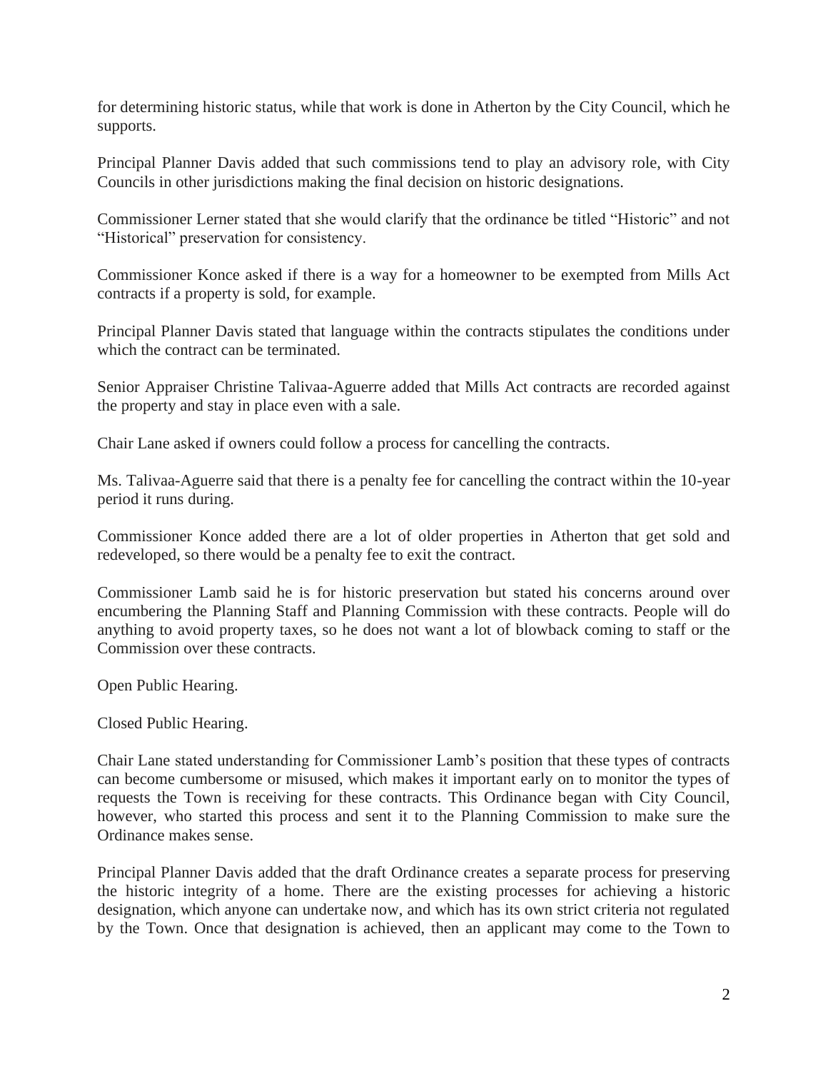for determining historic status, while that work is done in Atherton by the City Council, which he supports.

Principal Planner Davis added that such commissions tend to play an advisory role, with City Councils in other jurisdictions making the final decision on historic designations.

Commissioner Lerner stated that she would clarify that the ordinance be titled “Historic” and not “Historical” preservation for consistency.

Commissioner Konce asked if there is a way for a homeowner to be exempted from Mills Act contracts if a property is sold, for example.

Principal Planner Davis stated that language within the contracts stipulates the conditions under which the contract can be terminated.

Senior Appraiser Christine Talivaa-Aguerre added that Mills Act contracts are recorded against the property and stay in place even with a sale.

Chair Lane asked if owners could follow a process for cancelling the contracts.

Ms. Talivaa-Aguerre said that there is a penalty fee for cancelling the contract within the 10-year period it runs during.

Commissioner Konce added there are a lot of older properties in Atherton that get sold and redeveloped, so there would be a penalty fee to exit the contract.

Commissioner Lamb said he is for historic preservation but stated his concerns around over encumbering the Planning Staff and Planning Commission with these contracts. People will do anything to avoid property taxes, so he does not want a lot of blowback coming to staff or the Commission over these contracts.

Open Public Hearing.

Closed Public Hearing.

Chair Lane stated understanding for Commissioner Lamb’s position that these types of contracts can become cumbersome or misused, which makes it important early on to monitor the types of requests the Town is receiving for these contracts. This Ordinance began with City Council, however, who started this process and sent it to the Planning Commission to make sure the Ordinance makes sense.

Principal Planner Davis added that the draft Ordinance creates a separate process for preserving the historic integrity of a home. There are the existing processes for achieving a historic designation, which anyone can undertake now, and which has its own strict criteria not regulated by the Town. Once that designation is achieved, then an applicant may come to the Town to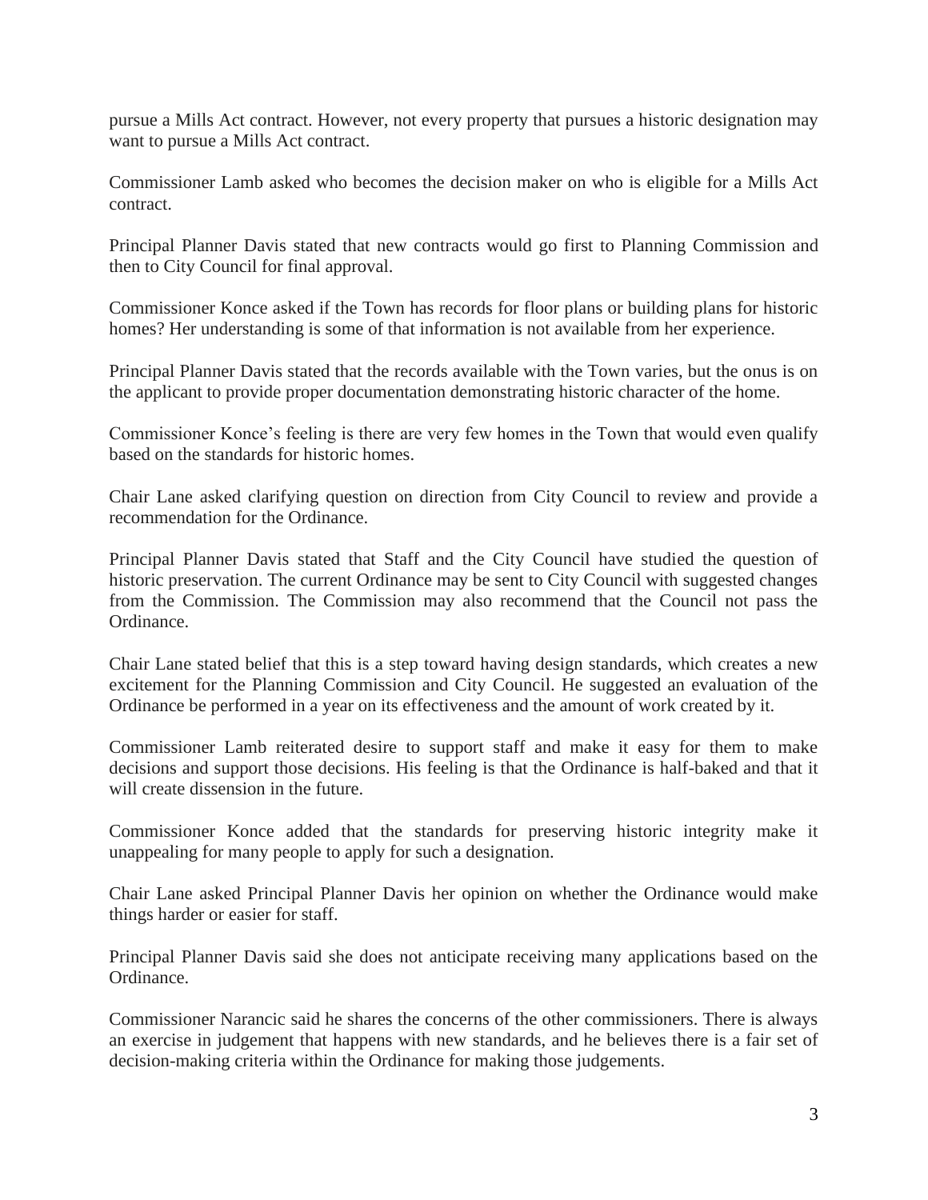pursue a Mills Act contract. However, not every property that pursues a historic designation may want to pursue a Mills Act contract.

Commissioner Lamb asked who becomes the decision maker on who is eligible for a Mills Act contract.

Principal Planner Davis stated that new contracts would go first to Planning Commission and then to City Council for final approval.

Commissioner Konce asked if the Town has records for floor plans or building plans for historic homes? Her understanding is some of that information is not available from her experience.

Principal Planner Davis stated that the records available with the Town varies, but the onus is on the applicant to provide proper documentation demonstrating historic character of the home.

Commissioner Konce's feeling is there are very few homes in the Town that would even qualify based on the standards for historic homes.

Chair Lane asked clarifying question on direction from City Council to review and provide a recommendation for the Ordinance.

Principal Planner Davis stated that Staff and the City Council have studied the question of historic preservation. The current Ordinance may be sent to City Council with suggested changes from the Commission. The Commission may also recommend that the Council not pass the Ordinance.

Chair Lane stated belief that this is a step toward having design standards, which creates a new excitement for the Planning Commission and City Council. He suggested an evaluation of the Ordinance be performed in a year on its effectiveness and the amount of work created by it.

Commissioner Lamb reiterated desire to support staff and make it easy for them to make decisions and support those decisions. His feeling is that the Ordinance is half-baked and that it will create dissension in the future.

Commissioner Konce added that the standards for preserving historic integrity make it unappealing for many people to apply for such a designation.

Chair Lane asked Principal Planner Davis her opinion on whether the Ordinance would make things harder or easier for staff.

Principal Planner Davis said she does not anticipate receiving many applications based on the Ordinance.

Commissioner Narancic said he shares the concerns of the other commissioners. There is always an exercise in judgement that happens with new standards, and he believes there is a fair set of decision-making criteria within the Ordinance for making those judgements.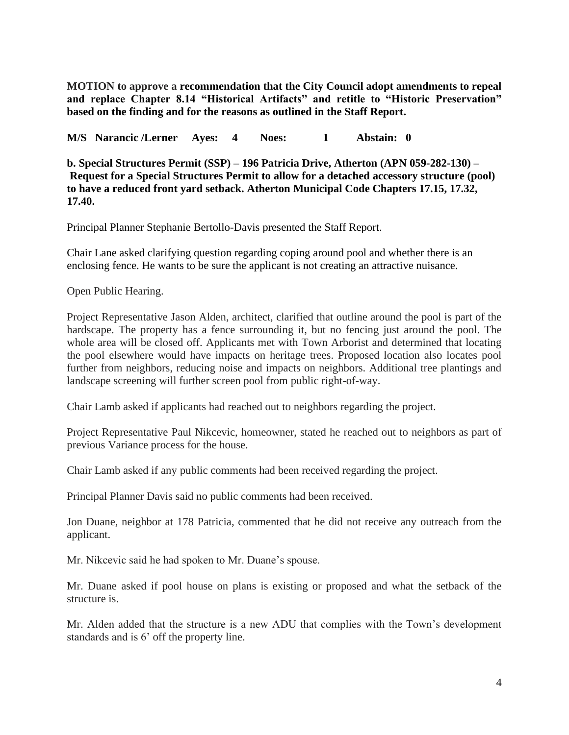**MOTION to approve a recommendation that the City Council adopt amendments to repeal and replace Chapter 8.14 "Historical Artifacts" and retitle to "Historic Preservation" based on the finding and for the reasons as outlined in the Staff Report.**

**M/S Narancic /Lerner Ayes: 4 Noes: 1 Abstain: 0**

**b. Special Structures Permit (SSP) – 196 Patricia Drive, Atherton (APN 059-282-130) – Request for a Special Structures Permit to allow for a detached accessory structure (pool) to have a reduced front yard setback. Atherton Municipal Code Chapters 17.15, 17.32, 17.40.**

Principal Planner Stephanie Bertollo-Davis presented the Staff Report.

Chair Lane asked clarifying question regarding coping around pool and whether there is an enclosing fence. He wants to be sure the applicant is not creating an attractive nuisance.

Open Public Hearing.

Project Representative Jason Alden, architect, clarified that outline around the pool is part of the hardscape. The property has a fence surrounding it, but no fencing just around the pool. The whole area will be closed off. Applicants met with Town Arborist and determined that locating the pool elsewhere would have impacts on heritage trees. Proposed location also locates pool further from neighbors, reducing noise and impacts on neighbors. Additional tree plantings and landscape screening will further screen pool from public right-of-way.

Chair Lamb asked if applicants had reached out to neighbors regarding the project.

Project Representative Paul Nikcevic, homeowner, stated he reached out to neighbors as part of previous Variance process for the house.

Chair Lamb asked if any public comments had been received regarding the project.

Principal Planner Davis said no public comments had been received.

Jon Duane, neighbor at 178 Patricia, commented that he did not receive any outreach from the applicant.

Mr. Nikcevic said he had spoken to Mr. Duane's spouse.

Mr. Duane asked if pool house on plans is existing or proposed and what the setback of the structure is.

Mr. Alden added that the structure is a new ADU that complies with the Town's development standards and is 6' off the property line.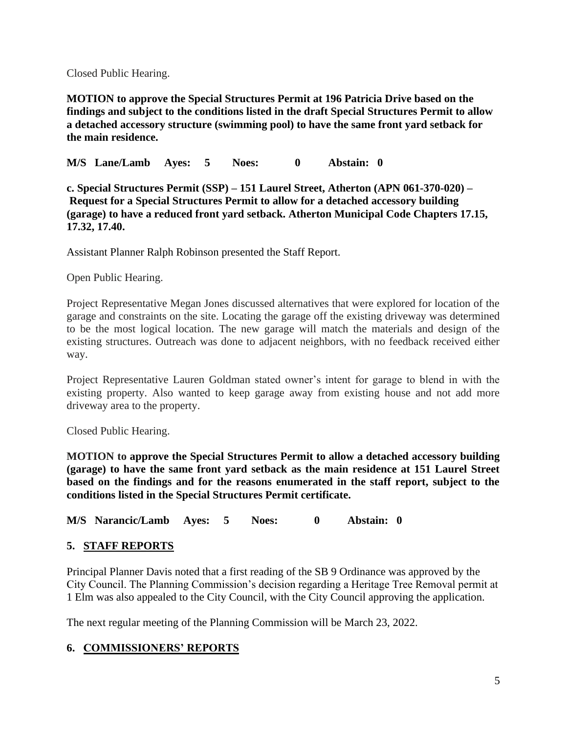Closed Public Hearing.

**MOTION to approve the Special Structures Permit at 196 Patricia Drive based on the findings and subject to the conditions listed in the draft Special Structures Permit to allow a detached accessory structure (swimming pool) to have the same front yard setback for the main residence.**

**M/S Lane/Lamb Ayes: 5 Noes: 0 Abstain: 0**

**c. Special Structures Permit (SSP) – 151 Laurel Street, Atherton (APN 061-370-020) – Request for a Special Structures Permit to allow for a detached accessory building (garage) to have a reduced front yard setback. Atherton Municipal Code Chapters 17.15, 17.32, 17.40.**

Assistant Planner Ralph Robinson presented the Staff Report.

Open Public Hearing.

Project Representative Megan Jones discussed alternatives that were explored for location of the garage and constraints on the site. Locating the garage off the existing driveway was determined to be the most logical location. The new garage will match the materials and design of the existing structures. Outreach was done to adjacent neighbors, with no feedback received either way.

Project Representative Lauren Goldman stated owner's intent for garage to blend in with the existing property. Also wanted to keep garage away from existing house and not add more driveway area to the property.

Closed Public Hearing.

**MOTION to approve the Special Structures Permit to allow a detached accessory building (garage) to have the same front yard setback as the main residence at 151 Laurel Street based on the findings and for the reasons enumerated in the staff report, subject to the conditions listed in the Special Structures Permit certificate.**

**M/S Narancic/Lamb Ayes: 5 Noes: 0 Abstain: 0**

## 5. STAFF REPORTS

Principal Planner Davis noted that a first reading of the SB 9 Ordinance was approved by the City Council. The Planning Commission's decision regarding a Heritage Tree Removal permit at 1 Elm was also appealed to the City Council, with the City Council approving the application.

The next regular meeting of the Planning Commission will be March 23, 2022.

## 6. COMMISSIONERS' REPORTS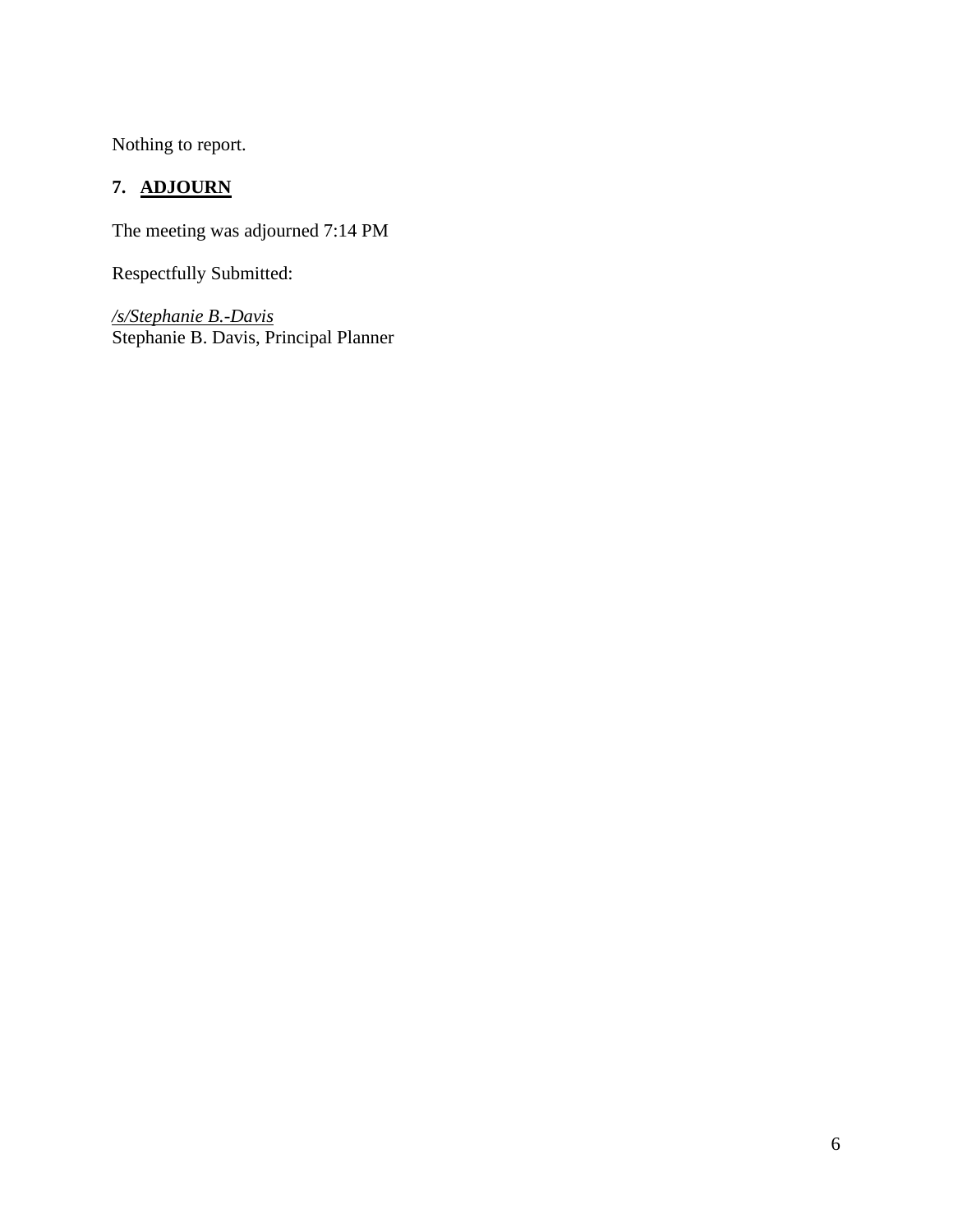Nothing to report.

## 7. ADJOURN

The meeting was adjourned 7:14 PM

Respectfully Submitted:

*/s/Stephanie B.-Davis*
Stephanie B. Davis, Principal Planner